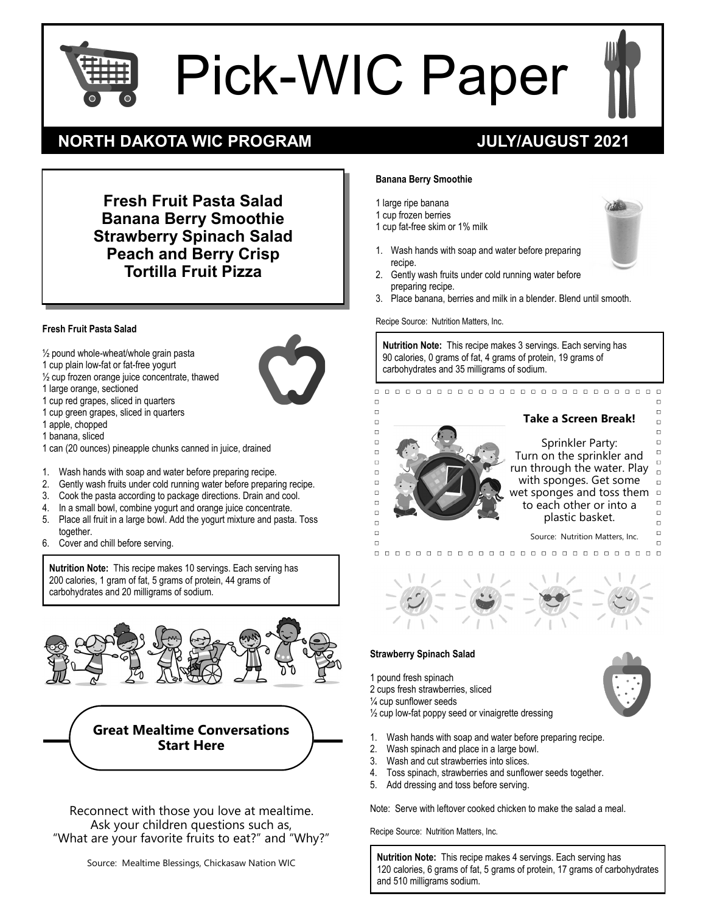# Pick-WIC Paper

**NORTH DAKOTA WIC PROGRAM** **JULY/AUGUST 2021**

**Fresh Fruit Pasta Salad**
**Banana Berry Smoothie**
**Strawberry Spinach Salad**
**Peach and Berry Crisp**
**Tortilla Fruit Pizza**

### Fresh Fruit Pasta Salad

½ pound whole-wheat/whole grain pasta
1 cup plain low-fat or fat-free yogurt
½ cup frozen orange juice concentrate, thawed
1 large orange, sectioned
1 cup red grapes, sliced in quarters
1 cup green grapes, sliced in quarters
1 apple, chopped
1 banana, sliced
1 can (20 ounces) pineapple chunks canned in juice, drained

1. Wash hands with soap and water before preparing recipe.
2. Gently wash fruits under cold running water before preparing recipe.
3. Cook the pasta according to package directions. Drain and cool.
4. In a small bowl, combine yogurt and orange juice concentrate.
5. Place all fruit in a large bowl. Add the yogurt mixture and pasta. Toss together.
6. Cover and chill before serving.

**Nutrition Note:** This recipe makes 10 servings. Each serving has 200 calories, 1 gram of fat, 5 grams of protein, 44 grams of carbohydrates and 20 milligrams of sodium.

## Great Mealtime Conversations Start Here

Reconnect with those you love at mealtime. Ask your children questions such as, "What are your favorite fruits to eat?" and "Why?"

Source: Mealtime Blessings, Chickasaw Nation WIC

### Banana Berry Smoothie

1 large ripe banana
1 cup frozen berries
1 cup fat-free skim or 1% milk

1. Wash hands with soap and water before preparing recipe.
2. Gently wash fruits under cold running water before preparing recipe.
3. Place banana, berries and milk in a blender. Blend until smooth.

Recipe Source: Nutrition Matters, Inc.

**Nutrition Note:** This recipe makes 3 servings. Each serving has 90 calories, 0 grams of fat, 4 grams of protein, 19 grams of carbohydrates and 35 milligrams of sodium.

## Take a Screen Break!

Sprinkler Party: Turn on the sprinkler and run through the water. Play with sponges. Get some wet sponges and toss them to each other or into a plastic basket.

Source: Nutrition Matters, Inc.

### Strawberry Spinach Salad

1 pound fresh spinach
2 cups fresh strawberries, sliced
¼ cup sunflower seeds
½ cup low-fat poppy seed or vinaigrette dressing

1. Wash hands with soap and water before preparing recipe.
2. Wash spinach and place in a large bowl.
3. Wash and cut strawberries into slices.
4. Toss spinach, strawberries and sunflower seeds together.
5. Add dressing and toss before serving.

Note: Serve with leftover cooked chicken to make the salad a meal.

Recipe Source: Nutrition Matters, Inc.

**Nutrition Note:** This recipe makes 4 servings. Each serving has 120 calories, 6 grams of fat, 5 grams of protein, 17 grams of carbohydrates and 510 milligrams sodium.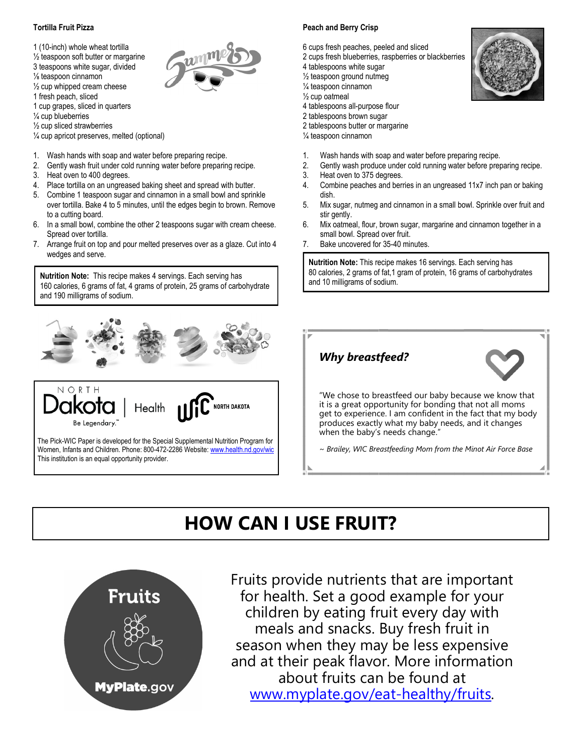### Tortilla Fruit Pizza

1 (10-inch) whole wheat tortilla
½ teaspoon soft butter or margarine
3 teaspoons white sugar, divided
⅛ teaspoon cinnamon
½ cup whipped cream cheese
1 fresh peach, sliced
1 cup grapes, sliced in quarters
¼ cup blueberries
½ cup sliced strawberries
¼ cup apricot preserves, melted (optional)

1. Wash hands with soap and water before preparing recipe.
2. Gently wash fruit under cold running water before preparing recipe.
3. Heat oven to 400 degrees.
4. Place tortilla on an ungreased baking sheet and spread with butter.
5. Combine 1 teaspoon sugar and cinnamon in a small bowl and sprinkle over tortilla. Bake 4 to 5 minutes, until the edges begin to brown. Remove to a cutting board.
6. In a small bowl, combine the other 2 teaspoons sugar with cream cheese. Spread over tortilla.
7. Arrange fruit on top and pour melted preserves over as a glaze. Cut into 4 wedges and serve.

**Nutrition Note:** This recipe makes 4 servings. Each serving has 160 calories, 6 grams of fat, 4 grams of protein, 25 grams of carbohydrate and 190 milligrams of sodium.

### Peach and Berry Crisp

6 cups fresh peaches, peeled and sliced
2 cups fresh blueberries, raspberries or blackberries
4 tablespoons white sugar
½ teaspoon ground nutmeg
¼ teaspoon cinnamon
½ cup oatmeal
4 tablespoons all-purpose flour
2 tablespoons brown sugar
2 tablespoons butter or margarine
¼ teaspoon cinnamon

1. Wash hands with soap and water before preparing recipe.
2. Gently wash produce under cold running water before preparing recipe.
3. Heat oven to 375 degrees.
4. Combine peaches and berries in an ungreased 11x7 inch pan or baking dish.
5. Mix sugar, nutmeg and cinnamon in a small bowl. Sprinkle over fruit and stir gently.
6. Mix oatmeal, flour, brown sugar, margarine and cinnamon together in a small bowl. Spread over fruit.
7. Bake uncovered for 35-40 minutes.

**Nutrition Note:** This recipe makes 16 servings. Each serving has 80 calories, 2 grams of fat,1 gram of protein, 16 grams of carbohydrates and 10 milligrams of sodium.

NORTH Dakota | Health — Be Legendary.™ — WIC NORTH DAKOTA

The Pick-WIC Paper is developed for the Special Supplemental Nutrition Program for Women, Infants and Children. Phone: 800-472-2286 Website: www.health.nd.gov/wic
This institution is an equal opportunity provider.

### *Why breastfeed?*

"We chose to breastfeed our baby because we know that it is a great opportunity for bonding that not all moms get to experience. I am confident in the fact that my body produces exactly what my baby needs, and it changes when the baby's needs change."

*~ Brailey, WIC Breastfeeding Mom from the Minot Air Force Base*

## HOW CAN I USE FRUIT?

Fruits — MyPlate.gov

Fruits provide nutrients that are important for health. Set a good example for your children by eating fruit every day with meals and snacks. Buy fresh fruit in season when they may be less expensive and at their peak flavor. More information about fruits can be found at www.myplate.gov/eat-healthy/fruits.